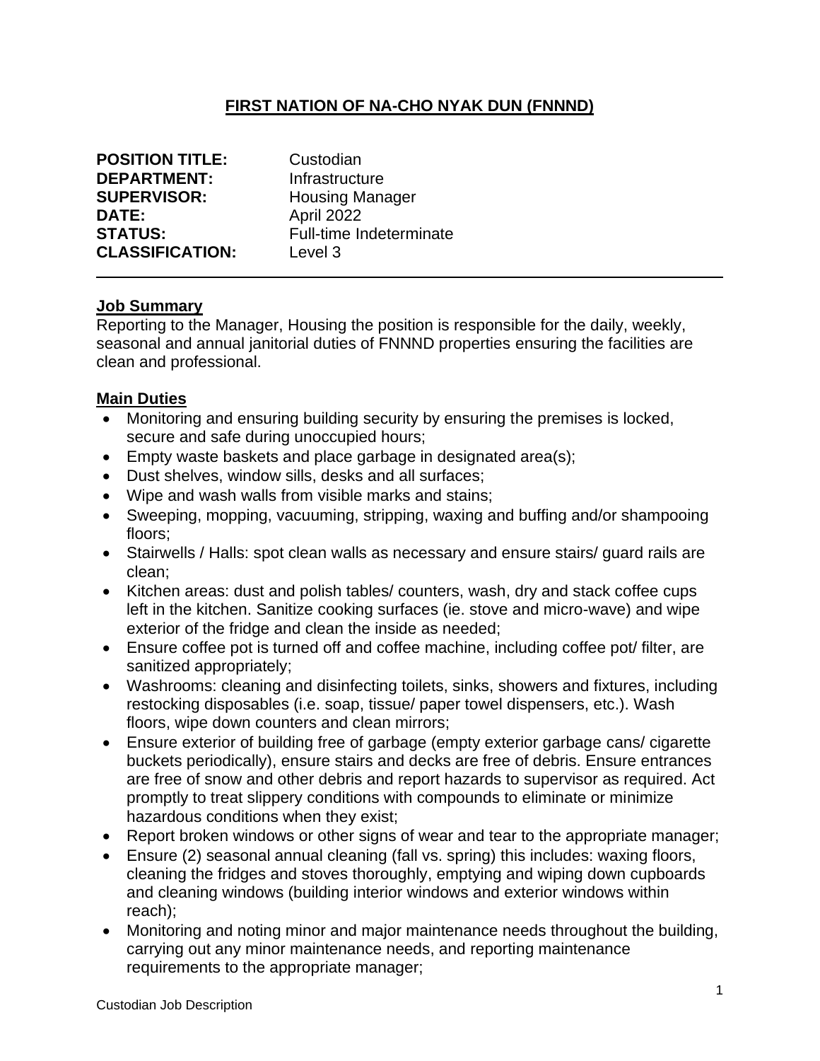# FIRST NATION OF NA-CHO NYAK DUN (FNNND)

**POSITION TITLE:** Custodian
**DEPARTMENT:** Infrastructure
**SUPERVISOR:** Housing Manager
**DATE:** April 2022
**STATUS:** Full-time Indeterminate
**CLASSIFICATION:** Level 3

---

## Job Summary

Reporting to the Manager, Housing the position is responsible for the daily, weekly, seasonal and annual janitorial duties of FNNND properties ensuring the facilities are clean and professional.

## Main Duties

- Monitoring and ensuring building security by ensuring the premises is locked, secure and safe during unoccupied hours;
- Empty waste baskets and place garbage in designated area(s);
- Dust shelves, window sills, desks and all surfaces;
- Wipe and wash walls from visible marks and stains;
- Sweeping, mopping, vacuuming, stripping, waxing and buffing and/or shampooing floors;
- Stairwells / Halls: spot clean walls as necessary and ensure stairs/ guard rails are clean;
- Kitchen areas: dust and polish tables/ counters, wash, dry and stack coffee cups left in the kitchen. Sanitize cooking surfaces (ie. stove and micro-wave) and wipe exterior of the fridge and clean the inside as needed;
- Ensure coffee pot is turned off and coffee machine, including coffee pot/ filter, are sanitized appropriately;
- Washrooms: cleaning and disinfecting toilets, sinks, showers and fixtures, including restocking disposables (i.e. soap, tissue/ paper towel dispensers, etc.). Wash floors, wipe down counters and clean mirrors;
- Ensure exterior of building free of garbage (empty exterior garbage cans/ cigarette buckets periodically), ensure stairs and decks are free of debris. Ensure entrances are free of snow and other debris and report hazards to supervisor as required. Act promptly to treat slippery conditions with compounds to eliminate or minimize hazardous conditions when they exist;
- Report broken windows or other signs of wear and tear to the appropriate manager;
- Ensure (2) seasonal annual cleaning (fall vs. spring) this includes: waxing floors, cleaning the fridges and stoves thoroughly, emptying and wiping down cupboards and cleaning windows (building interior windows and exterior windows within reach);
- Monitoring and noting minor and major maintenance needs throughout the building, carrying out any minor maintenance needs, and reporting maintenance requirements to the appropriate manager;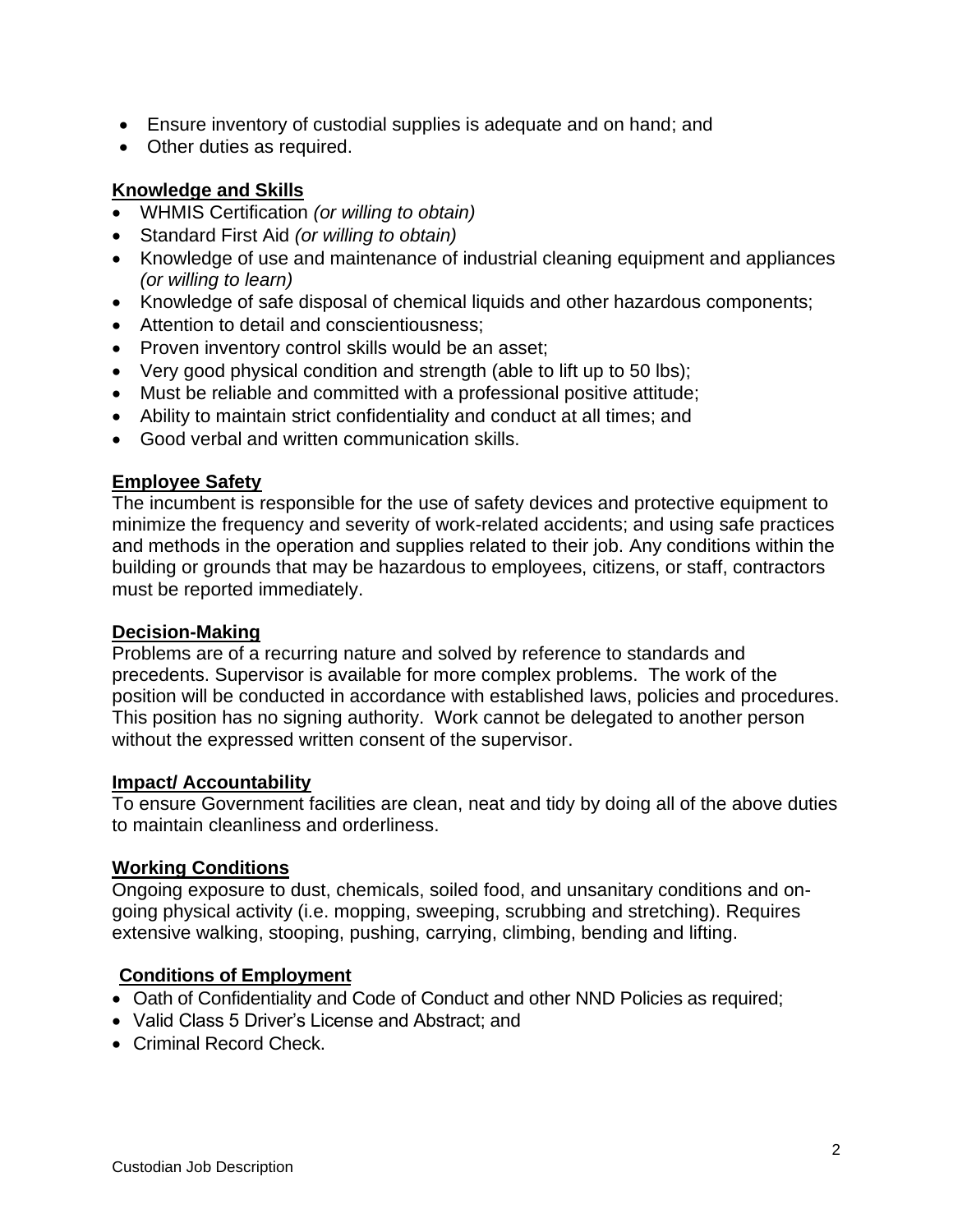- Ensure inventory of custodial supplies is adequate and on hand; and
- Other duties as required.

**Knowledge and Skills**

- WHMIS Certification *(or willing to obtain)*
- Standard First Aid *(or willing to obtain)*
- Knowledge of use and maintenance of industrial cleaning equipment and appliances *(or willing to learn)*
- Knowledge of safe disposal of chemical liquids and other hazardous components;
- Attention to detail and conscientiousness;
- Proven inventory control skills would be an asset;
- Very good physical condition and strength (able to lift up to 50 lbs);
- Must be reliable and committed with a professional positive attitude;
- Ability to maintain strict confidentiality and conduct at all times; and
- Good verbal and written communication skills.

**Employee Safety**

The incumbent is responsible for the use of safety devices and protective equipment to minimize the frequency and severity of work-related accidents; and using safe practices and methods in the operation and supplies related to their job. Any conditions within the building or grounds that may be hazardous to employees, citizens, or staff, contractors must be reported immediately.

**Decision-Making**

Problems are of a recurring nature and solved by reference to standards and precedents. Supervisor is available for more complex problems. The work of the position will be conducted in accordance with established laws, policies and procedures. This position has no signing authority. Work cannot be delegated to another person without the expressed written consent of the supervisor.

**Impact/ Accountability**

To ensure Government facilities are clean, neat and tidy by doing all of the above duties to maintain cleanliness and orderliness.

**Working Conditions**

Ongoing exposure to dust, chemicals, soiled food, and unsanitary conditions and on-going physical activity (i.e. mopping, sweeping, scrubbing and stretching). Requires extensive walking, stooping, pushing, carrying, climbing, bending and lifting.

**Conditions of Employment**

- Oath of Confidentiality and Code of Conduct and other NND Policies as required;
- Valid Class 5 Driver's License and Abstract; and
- Criminal Record Check.